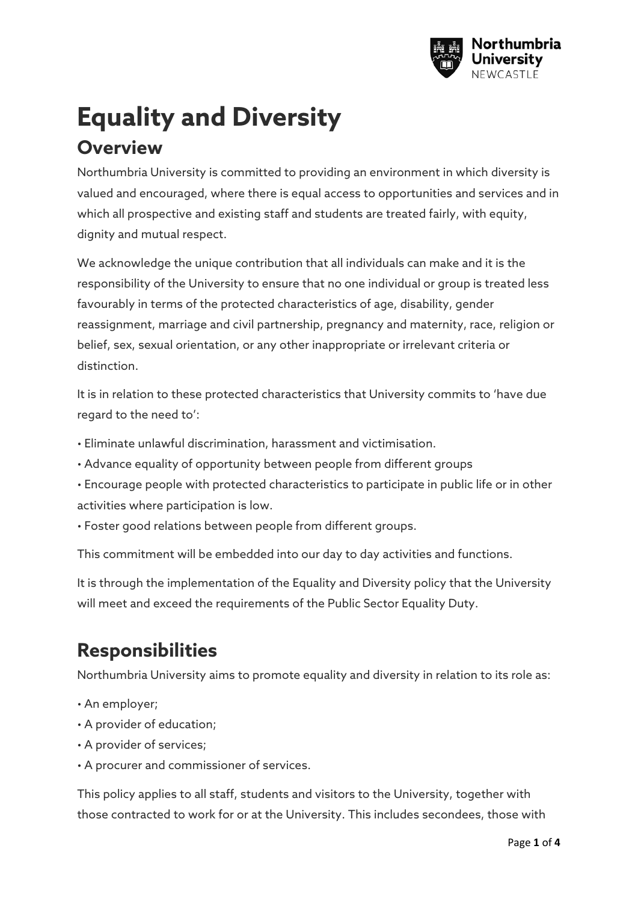# Equality and Diversity

## Overview

Northumbria University is committed to providing an environment in which diversity is valued and encouraged, where there is equal access to opportunities and services and in which all prospective and existing staff and students are treated fairly, with equity, dignity and mutual respect.

We acknowledge the unique contribution that all individuals can make and it is the responsibility of the University to ensure that no one individual or group is treated less favourably in terms of the protected characteristics of age, disability, gender reassignment, marriage and civil partnership, pregnancy and maternity, race, religion or belief, sex, sexual orientation, or any other inappropriate or irrelevant criteria or distinction.

It is in relation to these protected characteristics that University commits to 'have due regard to the need to':

- Eliminate unlawful discrimination, harassment and victimisation.
- Advance equality of opportunity between people from different groups
- Encourage people with protected characteristics to participate in public life or in other activities where participation is low.
- Foster good relations between people from different groups.

This commitment will be embedded into our day to day activities and functions.

It is through the implementation of the Equality and Diversity policy that the University will meet and exceed the requirements of the Public Sector Equality Duty.

## Responsibilities

Northumbria University aims to promote equality and diversity in relation to its role as:

- An employer;
- A provider of education;
- A provider of services;
- A procurer and commissioner of services.

This policy applies to all staff, students and visitors to the University, together with those contracted to work for or at the University. This includes secondees, those with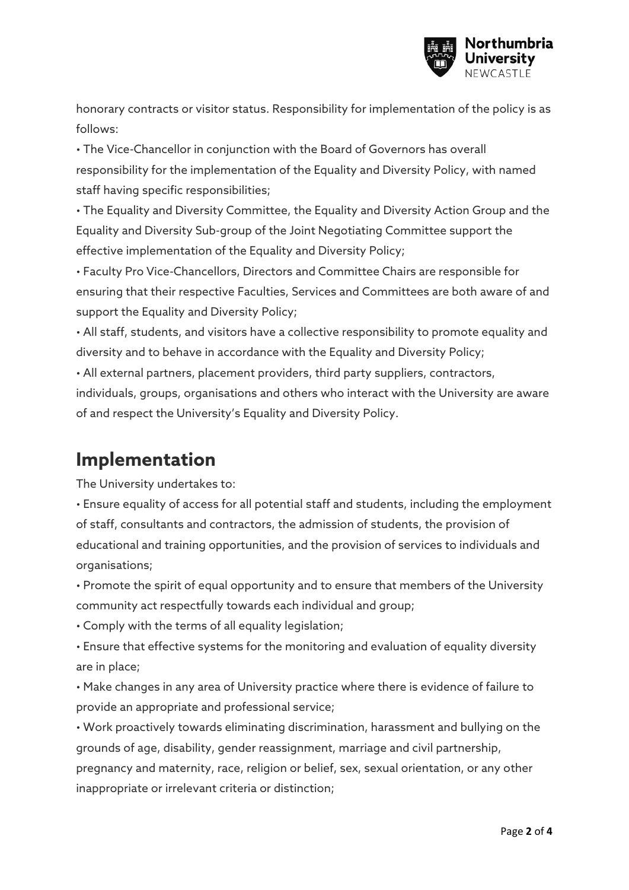honorary contracts or visitor status. Responsibility for implementation of the policy is as follows:

- The Vice-Chancellor in conjunction with the Board of Governors has overall responsibility for the implementation of the Equality and Diversity Policy, with named staff having specific responsibilities;
- The Equality and Diversity Committee, the Equality and Diversity Action Group and the Equality and Diversity Sub-group of the Joint Negotiating Committee support the effective implementation of the Equality and Diversity Policy;
- Faculty Pro Vice-Chancellors, Directors and Committee Chairs are responsible for ensuring that their respective Faculties, Services and Committees are both aware of and support the Equality and Diversity Policy;
- All staff, students, and visitors have a collective responsibility to promote equality and diversity and to behave in accordance with the Equality and Diversity Policy;
- All external partners, placement providers, third party suppliers, contractors, individuals, groups, organisations and others who interact with the University are aware of and respect the University's Equality and Diversity Policy.

## Implementation

The University undertakes to:

- Ensure equality of access for all potential staff and students, including the employment of staff, consultants and contractors, the admission of students, the provision of educational and training opportunities, and the provision of services to individuals and organisations;
- Promote the spirit of equal opportunity and to ensure that members of the University community act respectfully towards each individual and group;
- Comply with the terms of all equality legislation;
- Ensure that effective systems for the monitoring and evaluation of equality diversity are in place;
- Make changes in any area of University practice where there is evidence of failure to provide an appropriate and professional service;
- Work proactively towards eliminating discrimination, harassment and bullying on the grounds of age, disability, gender reassignment, marriage and civil partnership, pregnancy and maternity, race, religion or belief, sex, sexual orientation, or any other inappropriate or irrelevant criteria or distinction;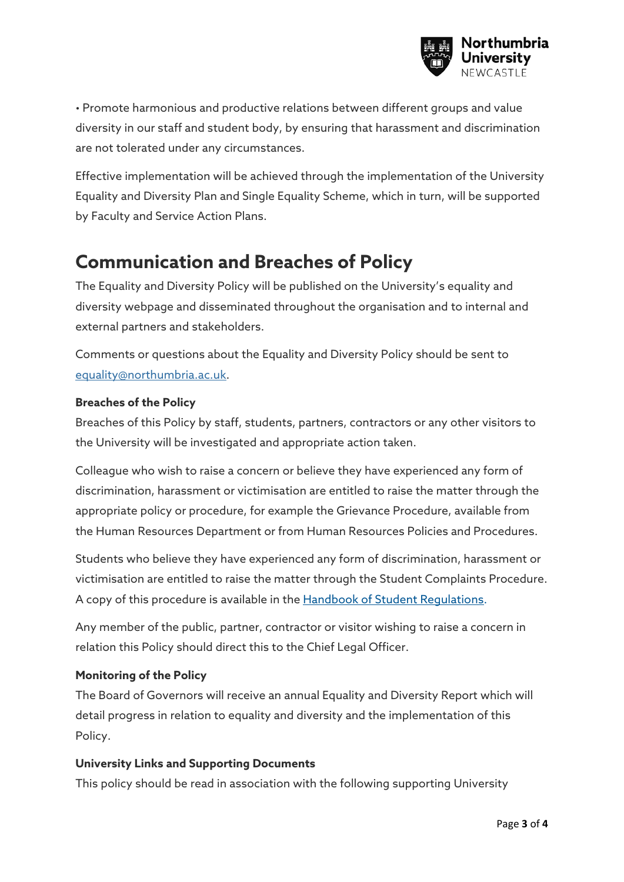• Promote harmonious and productive relations between different groups and value diversity in our staff and student body, by ensuring that harassment and discrimination are not tolerated under any circumstances.

Effective implementation will be achieved through the implementation of the University Equality and Diversity Plan and Single Equality Scheme, which in turn, will be supported by Faculty and Service Action Plans.

## Communication and Breaches of Policy

The Equality and Diversity Policy will be published on the University's equality and diversity webpage and disseminated throughout the organisation and to internal and external partners and stakeholders.

Comments or questions about the Equality and Diversity Policy should be sent to equality@northumbria.ac.uk.

**Breaches of the Policy**

Breaches of this Policy by staff, students, partners, contractors or any other visitors to the University will be investigated and appropriate action taken.

Colleague who wish to raise a concern or believe they have experienced any form of discrimination, harassment or victimisation are entitled to raise the matter through the appropriate policy or procedure, for example the Grievance Procedure, available from the Human Resources Department or from Human Resources Policies and Procedures.

Students who believe they have experienced any form of discrimination, harassment or victimisation are entitled to raise the matter through the Student Complaints Procedure. A copy of this procedure is available in the Handbook of Student Regulations.

Any member of the public, partner, contractor or visitor wishing to raise a concern in relation this Policy should direct this to the Chief Legal Officer.

**Monitoring of the Policy**

The Board of Governors will receive an annual Equality and Diversity Report which will detail progress in relation to equality and diversity and the implementation of this Policy.

**University Links and Supporting Documents**

This policy should be read in association with the following supporting University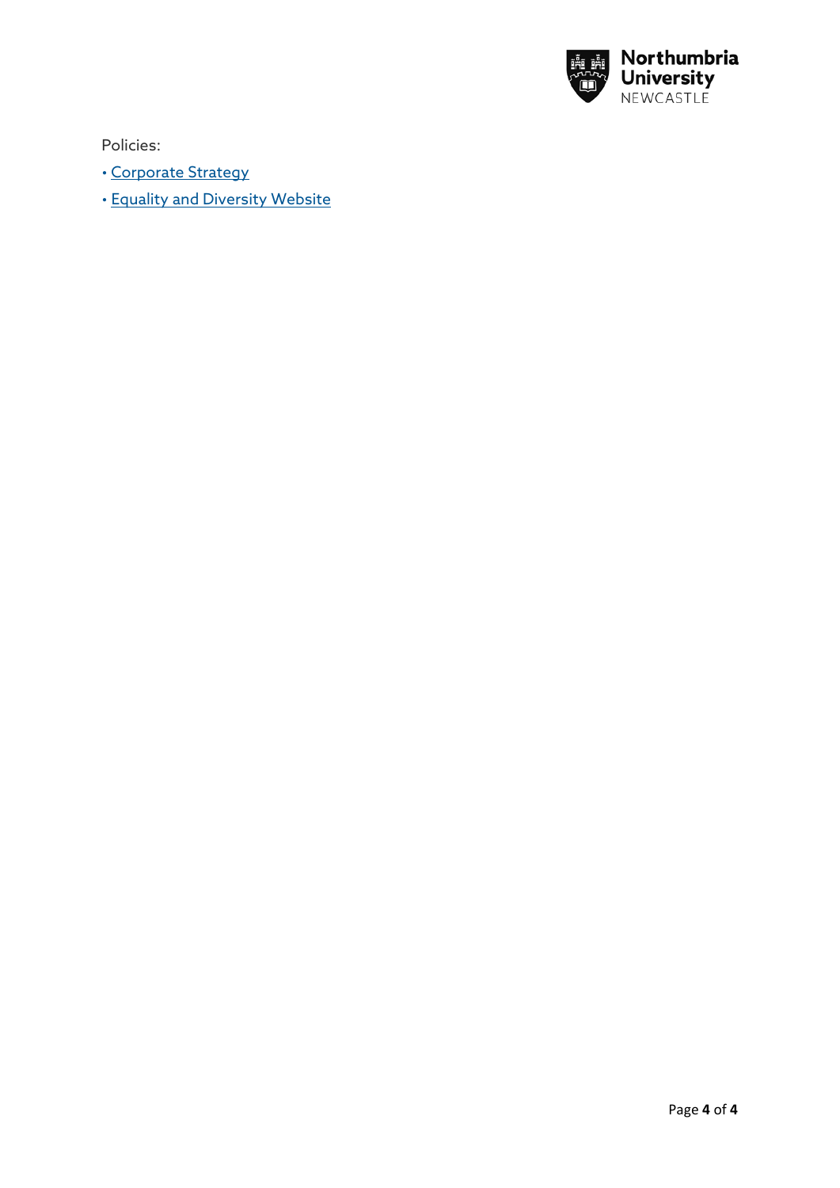Policies:

- Corporate Strategy
- Equality and Diversity Website